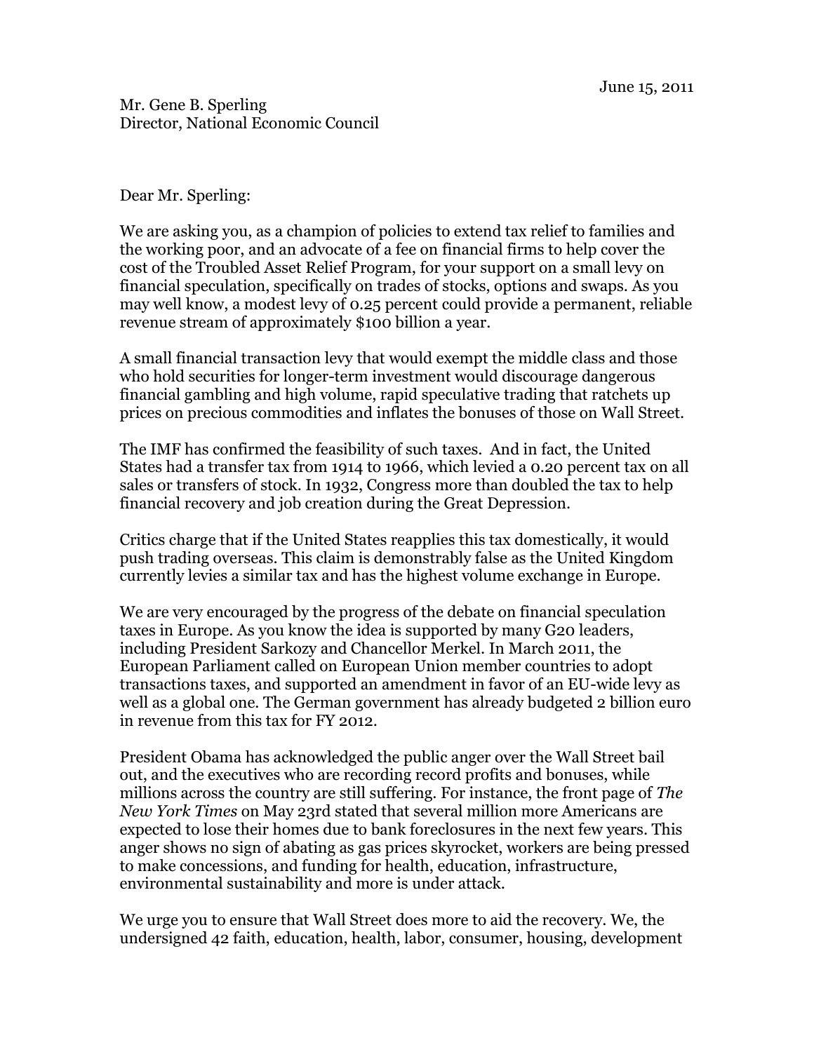June 15, 2011

Mr. Gene B. Sperling
Director, National Economic Council

Dear Mr. Sperling:

We are asking you, as a champion of policies to extend tax relief to families and the working poor, and an advocate of a fee on financial firms to help cover the cost of the Troubled Asset Relief Program, for your support on a small levy on financial speculation, specifically on trades of stocks, options and swaps. As you may well know, a modest levy of 0.25 percent could provide a permanent, reliable revenue stream of approximately $100 billion a year.

A small financial transaction levy that would exempt the middle class and those who hold securities for longer-term investment would discourage dangerous financial gambling and high volume, rapid speculative trading that ratchets up prices on precious commodities and inflates the bonuses of those on Wall Street.

The IMF has confirmed the feasibility of such taxes. And in fact, the United States had a transfer tax from 1914 to 1966, which levied a 0.20 percent tax on all sales or transfers of stock. In 1932, Congress more than doubled the tax to help financial recovery and job creation during the Great Depression.

Critics charge that if the United States reapplies this tax domestically, it would push trading overseas. This claim is demonstrably false as the United Kingdom currently levies a similar tax and has the highest volume exchange in Europe.

We are very encouraged by the progress of the debate on financial speculation taxes in Europe. As you know the idea is supported by many G20 leaders, including President Sarkozy and Chancellor Merkel. In March 2011, the European Parliament called on European Union member countries to adopt transactions taxes, and supported an amendment in favor of an EU-wide levy as well as a global one. The German government has already budgeted 2 billion euro in revenue from this tax for FY 2012.

President Obama has acknowledged the public anger over the Wall Street bail out, and the executives who are recording record profits and bonuses, while millions across the country are still suffering. For instance, the front page of *The New York Times* on May 23rd stated that several million more Americans are expected to lose their homes due to bank foreclosures in the next few years. This anger shows no sign of abating as gas prices skyrocket, workers are being pressed to make concessions, and funding for health, education, infrastructure, environmental sustainability and more is under attack.

We urge you to ensure that Wall Street does more to aid the recovery. We, the undersigned 42 faith, education, health, labor, consumer, housing, development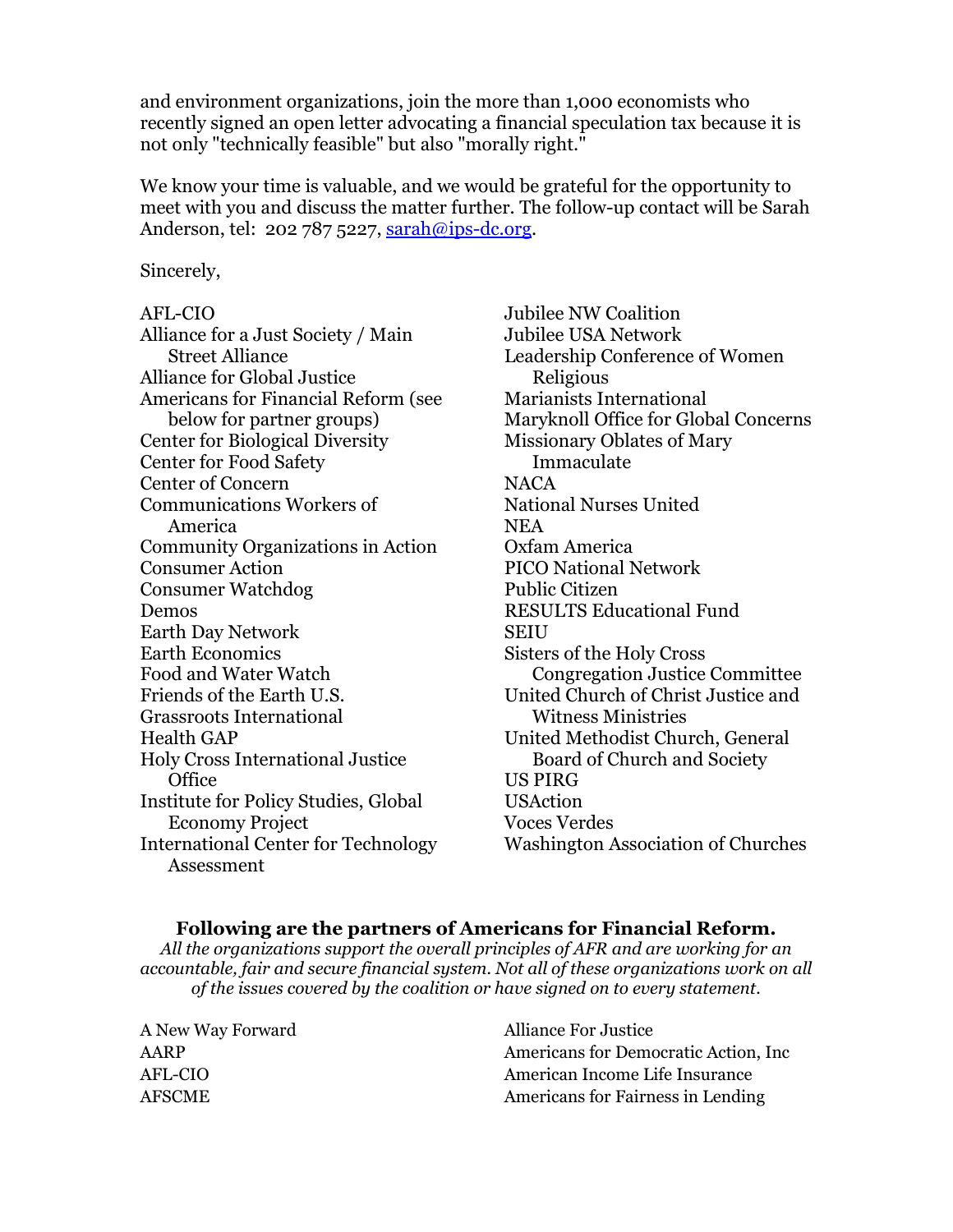and environment organizations, join the more than 1,000 economists who recently signed an open letter advocating a financial speculation tax because it is not only "technically feasible" but also "morally right."

We know your time is valuable, and we would be grateful for the opportunity to meet with you and discuss the matter further. The follow-up contact will be Sarah Anderson, tel: 202 787 5227, sarah@ips-dc.org.

Sincerely,

AFL-CIO
Alliance for a Just Society / Main Street Alliance
Alliance for Global Justice
Americans for Financial Reform (see below for partner groups)
Center for Biological Diversity
Center for Food Safety
Center of Concern
Communications Workers of America
Community Organizations in Action
Consumer Action
Consumer Watchdog
Demos
Earth Day Network
Earth Economics
Food and Water Watch
Friends of the Earth U.S.
Grassroots International
Health GAP
Holy Cross International Justice Office
Institute for Policy Studies, Global Economy Project
International Center for Technology Assessment
Jubilee NW Coalition
Jubilee USA Network
Leadership Conference of Women Religious
Marianists International
Maryknoll Office for Global Concerns
Missionary Oblates of Mary Immaculate
NACA
National Nurses United
NEA
Oxfam America
PICO National Network
Public Citizen
RESULTS Educational Fund
SEIU
Sisters of the Holy Cross Congregation Justice Committee
United Church of Christ Justice and Witness Ministries
United Methodist Church, General Board of Church and Society
US PIRG
USAction
Voces Verdes
Washington Association of Churches

## Following are the partners of Americans for Financial Reform.

*All the organizations support the overall principles of AFR and are working for an accountable, fair and secure financial system. Not all of these organizations work on all of the issues covered by the coalition or have signed on to every statement.*

A New Way Forward
AARP
AFL-CIO
AFSCME
Alliance For Justice
Americans for Democratic Action, Inc
American Income Life Insurance
Americans for Fairness in Lending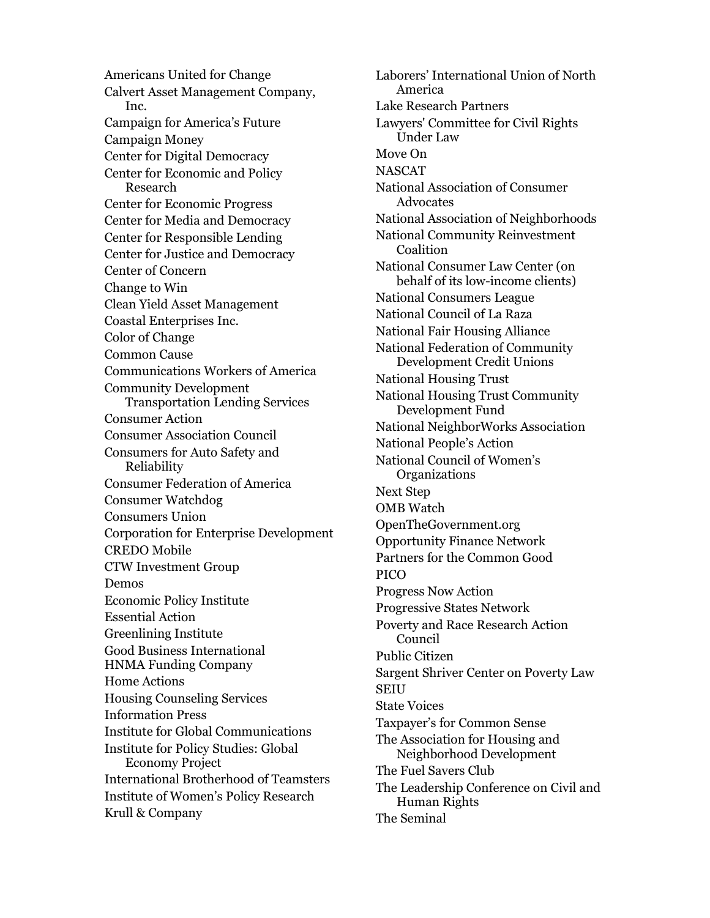Americans United for Change
Calvert Asset Management Company, Inc.
Campaign for America's Future
Campaign Money
Center for Digital Democracy
Center for Economic and Policy Research
Center for Economic Progress
Center for Media and Democracy
Center for Responsible Lending
Center for Justice and Democracy
Center of Concern
Change to Win
Clean Yield Asset Management
Coastal Enterprises Inc.
Color of Change
Common Cause
Communications Workers of America
Community Development Transportation Lending Services
Consumer Action
Consumer Association Council
Consumers for Auto Safety and Reliability
Consumer Federation of America
Consumer Watchdog
Consumers Union
Corporation for Enterprise Development
CREDO Mobile
CTW Investment Group
Demos
Economic Policy Institute
Essential Action
Greenlining Institute
Good Business International
HNMA Funding Company
Home Actions
Housing Counseling Services
Information Press
Institute for Global Communications
Institute for Policy Studies: Global Economy Project
International Brotherhood of Teamsters
Institute of Women's Policy Research
Krull & Company
Laborers' International Union of North America
Lake Research Partners
Lawyers' Committee for Civil Rights Under Law
Move On
NASCAT
National Association of Consumer Advocates
National Association of Neighborhoods
National Community Reinvestment Coalition
National Consumer Law Center (on behalf of its low-income clients)
National Consumers League
National Council of La Raza
National Fair Housing Alliance
National Federation of Community Development Credit Unions
National Housing Trust
National Housing Trust Community Development Fund
National NeighborWorks Association
National People's Action
National Council of Women's Organizations
Next Step
OMB Watch
OpenTheGovernment.org
Opportunity Finance Network
Partners for the Common Good
PICO
Progress Now Action
Progressive States Network
Poverty and Race Research Action Council
Public Citizen
Sargent Shriver Center on Poverty Law
SEIU
State Voices
Taxpayer's for Common Sense
The Association for Housing and Neighborhood Development
The Fuel Savers Club
The Leadership Conference on Civil and Human Rights
The Seminal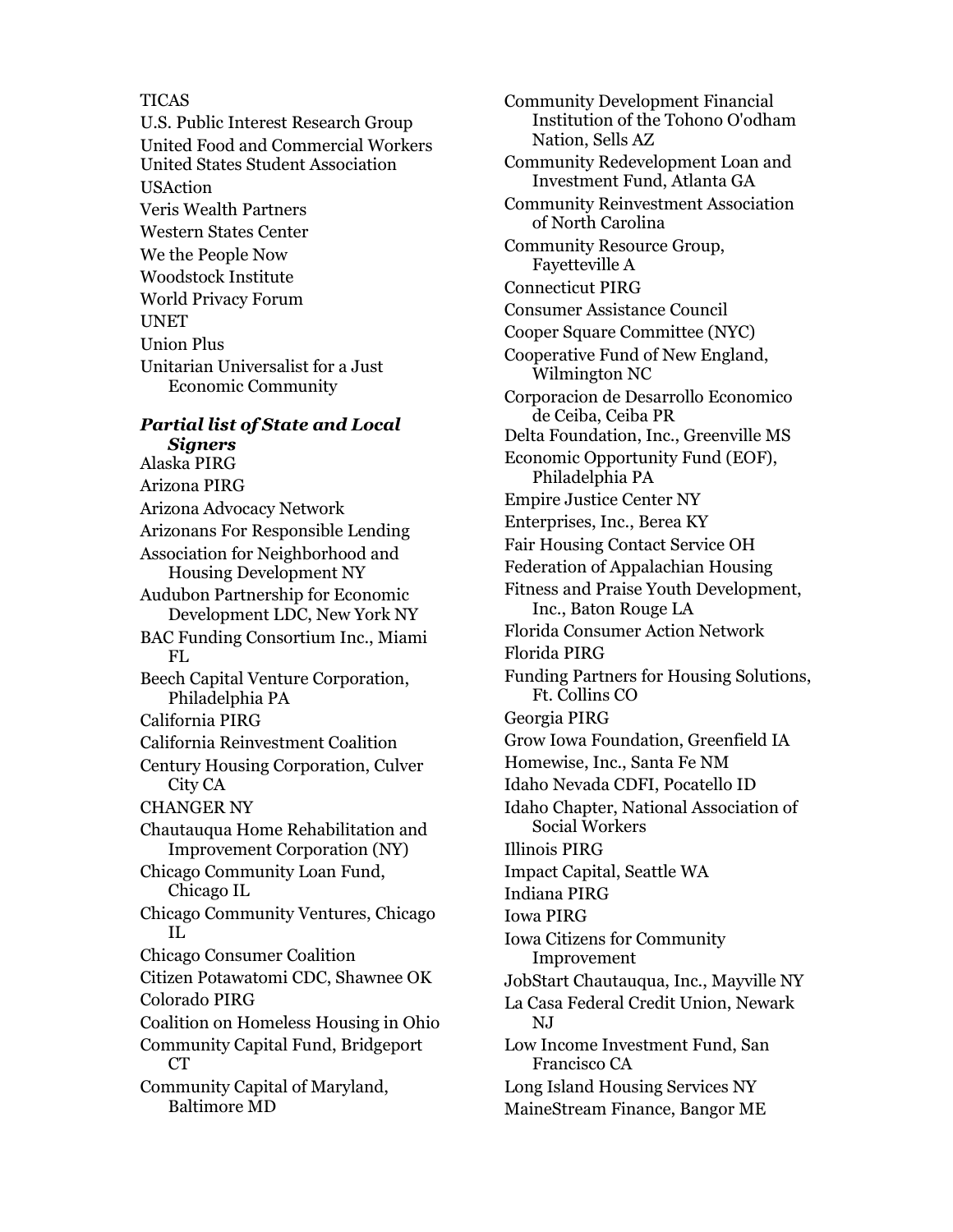TICAS
U.S. Public Interest Research Group
United Food and Commercial Workers
United States Student Association
USAction
Veris Wealth Partners
Western States Center
We the People Now
Woodstock Institute
World Privacy Forum
UNET
Union Plus
Unitarian Universalist for a Just Economic Community

***Partial list of State and Local Signers***

Alaska PIRG
Arizona PIRG
Arizona Advocacy Network
Arizonans For Responsible Lending
Association for Neighborhood and Housing Development NY
Audubon Partnership for Economic Development LDC, New York NY
BAC Funding Consortium Inc., Miami FL
Beech Capital Venture Corporation, Philadelphia PA
California PIRG
California Reinvestment Coalition
Century Housing Corporation, Culver City CA
CHANGER NY
Chautauqua Home Rehabilitation and Improvement Corporation (NY)
Chicago Community Loan Fund, Chicago IL
Chicago Community Ventures, Chicago IL
Chicago Consumer Coalition
Citizen Potawatomi CDC, Shawnee OK
Colorado PIRG
Coalition on Homeless Housing in Ohio
Community Capital Fund, Bridgeport CT
Community Capital of Maryland, Baltimore MD
Community Development Financial Institution of the Tohono O'odham Nation, Sells AZ
Community Redevelopment Loan and Investment Fund, Atlanta GA
Community Reinvestment Association of North Carolina
Community Resource Group, Fayetteville A
Connecticut PIRG
Consumer Assistance Council
Cooper Square Committee (NYC)
Cooperative Fund of New England, Wilmington NC
Corporacion de Desarrollo Economico de Ceiba, Ceiba PR
Delta Foundation, Inc., Greenville MS
Economic Opportunity Fund (EOF), Philadelphia PA
Empire Justice Center NY
Enterprises, Inc., Berea KY
Fair Housing Contact Service OH
Federation of Appalachian Housing
Fitness and Praise Youth Development, Inc., Baton Rouge LA
Florida Consumer Action Network
Florida PIRG
Funding Partners for Housing Solutions, Ft. Collins CO
Georgia PIRG
Grow Iowa Foundation, Greenfield IA
Homewise, Inc., Santa Fe NM
Idaho Nevada CDFI, Pocatello ID
Idaho Chapter, National Association of Social Workers
Illinois PIRG
Impact Capital, Seattle WA
Indiana PIRG
Iowa PIRG
Iowa Citizens for Community Improvement
JobStart Chautauqua, Inc., Mayville NY
La Casa Federal Credit Union, Newark NJ
Low Income Investment Fund, San Francisco CA
Long Island Housing Services NY
MaineStream Finance, Bangor ME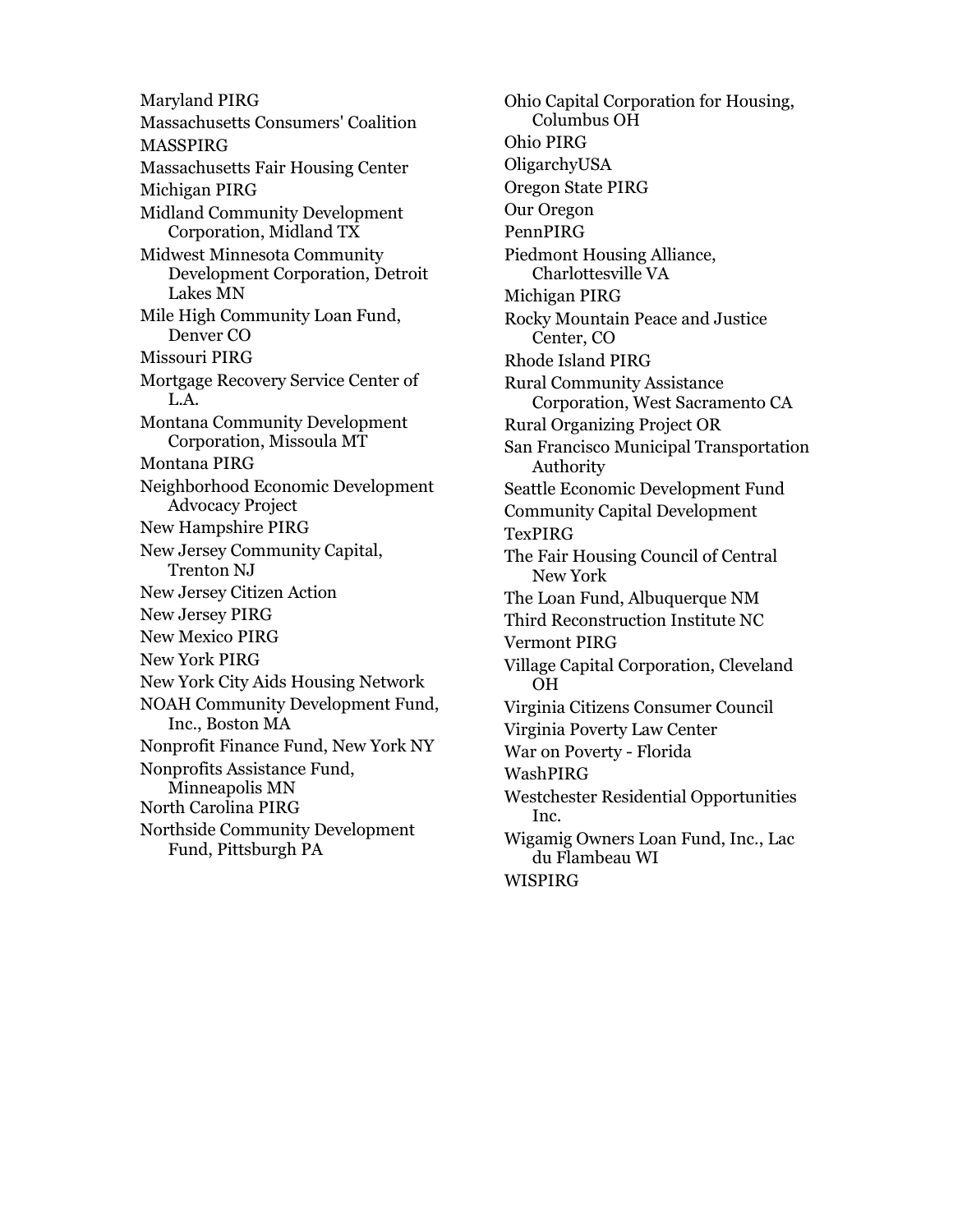Maryland PIRG

Massachusetts Consumers' Coalition

MASSPIRG

Massachusetts Fair Housing Center

Michigan PIRG

Midland Community Development Corporation, Midland TX

Midwest Minnesota Community Development Corporation, Detroit Lakes MN

Mile High Community Loan Fund, Denver CO

Missouri PIRG

Mortgage Recovery Service Center of L.A.

Montana Community Development Corporation, Missoula MT

Montana PIRG

Neighborhood Economic Development Advocacy Project

New Hampshire PIRG

New Jersey Community Capital, Trenton NJ

New Jersey Citizen Action

New Jersey PIRG

New Mexico PIRG

New York PIRG

New York City Aids Housing Network

NOAH Community Development Fund, Inc., Boston MA

Nonprofit Finance Fund, New York NY

Nonprofits Assistance Fund, Minneapolis MN

North Carolina PIRG

Northside Community Development Fund, Pittsburgh PA

Ohio Capital Corporation for Housing, Columbus OH

Ohio PIRG

OligarchyUSA

Oregon State PIRG

Our Oregon

PennPIRG

Piedmont Housing Alliance, Charlottesville VA

Michigan PIRG

Rocky Mountain Peace and Justice Center, CO

Rhode Island PIRG

Rural Community Assistance Corporation, West Sacramento CA

Rural Organizing Project OR

San Francisco Municipal Transportation Authority

Seattle Economic Development Fund

Community Capital Development

TexPIRG

The Fair Housing Council of Central New York

The Loan Fund, Albuquerque NM

Third Reconstruction Institute NC

Vermont PIRG

Village Capital Corporation, Cleveland OH

Virginia Citizens Consumer Council

Virginia Poverty Law Center

War on Poverty - Florida

WashPIRG

Westchester Residential Opportunities Inc.

Wigamig Owners Loan Fund, Inc., Lac du Flambeau WI

WISPIRG